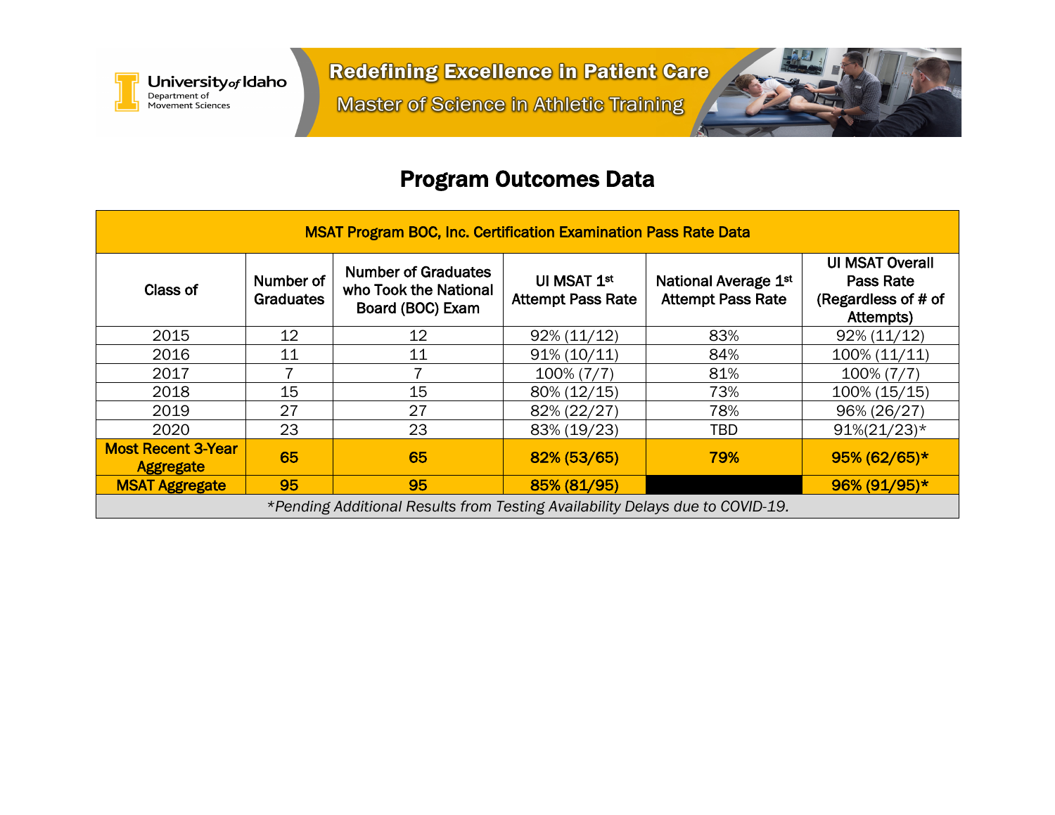University of Idaho
Department of Movement Sciences

**Redefining Excellence in Patient Care**

Master of Science in Athletic Training

# Program Outcomes Data

| MSAT Program BOC, Inc. Certification Examination Pass Rate Data | | | | | |
|---|---|---|---|---|---|
| Class of | Number of Graduates | Number of Graduates who Took the National Board (BOC) Exam | UI MSAT 1st Attempt Pass Rate | National Average 1st Attempt Pass Rate | UI MSAT Overall Pass Rate (Regardless of # of Attempts) |
| 2015 | 12 | 12 | 92% (11/12) | 83% | 92% (11/12) |
| 2016 | 11 | 11 | 91% (10/11) | 84% | 100% (11/11) |
| 2017 | 7 | 7 | 100% (7/7) | 81% | 100% (7/7) |
| 2018 | 15 | 15 | 80% (12/15) | 73% | 100% (15/15) |
| 2019 | 27 | 27 | 82% (22/27) | 78% | 96% (26/27) |
| 2020 | 23 | 23 | 83% (19/23) | TBD | 91%(21/23)* |
| **Most Recent 3-Year Aggregate** | **65** | **65** | **82% (53/65)** | **79%** | **95% (62/65)*** |
| **MSAT Aggregate** | **95** | **95** | **85% (81/95)** | | **96% (91/95)*** |

*\*Pending Additional Results from Testing Availability Delays due to COVID-19.*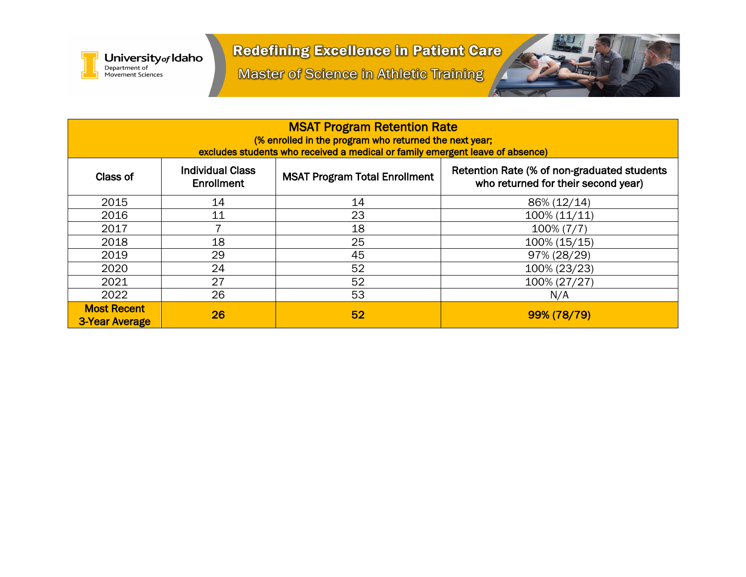University of Idaho
Department of Movement Sciences

# Redefining Excellence in Patient Care

## Master of Science in Athletic Training

| MSAT Program Retention Rate<br>(% enrolled in the program who returned the next year;<br>excludes students who received a medical or family emergent leave of absence) | | | |
|---|---|---|---|
| **Class of** | **Individual Class Enrollment** | **MSAT Program Total Enrollment** | **Retention Rate (% of non-graduated students who returned for their second year)** |
| 2015 | 14 | 14 | 86% (12/14) |
| 2016 | 11 | 23 | 100% (11/11) |
| 2017 | 7 | 18 | 100% (7/7) |
| 2018 | 18 | 25 | 100% (15/15) |
| 2019 | 29 | 45 | 97% (28/29) |
| 2020 | 24 | 52 | 100% (23/23) |
| 2021 | 27 | 52 | 100% (27/27) |
| 2022 | 26 | 53 | N/A |
| **Most Recent 3-Year Average** | **26** | **52** | **99% (78/79)** |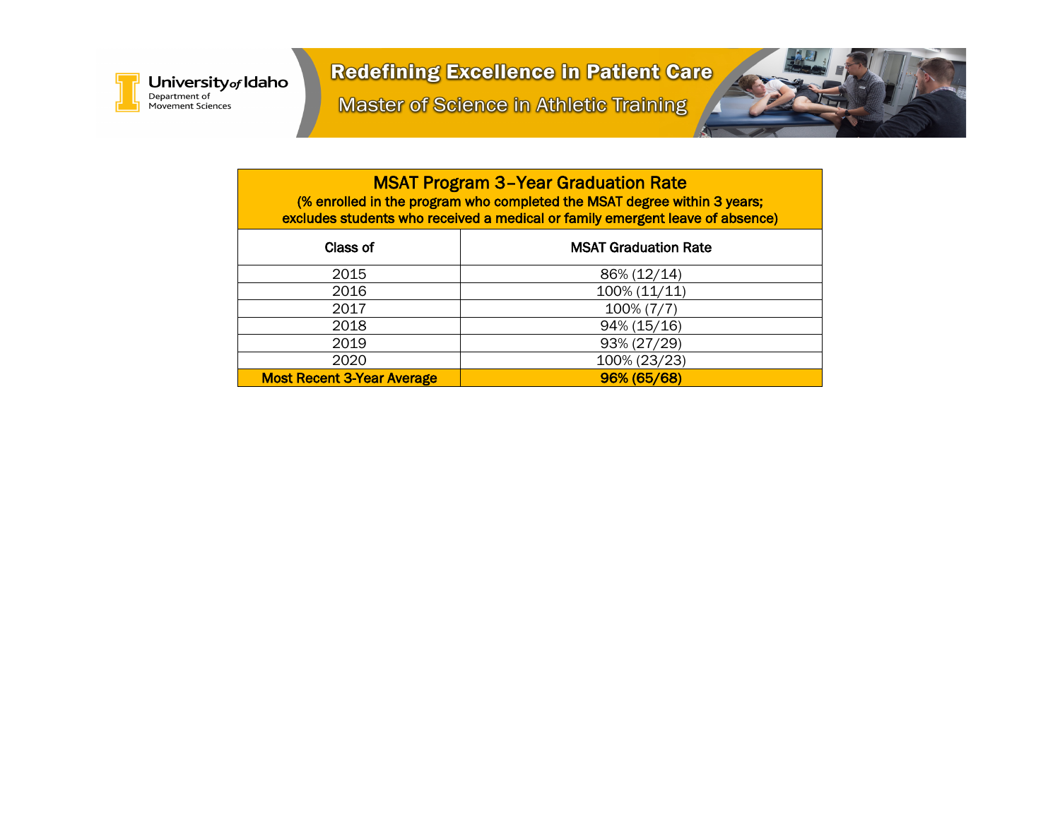University of Idaho
Department of Movement Sciences

# Redefining Excellence in Patient Care

## Master of Science in Athletic Training

| MSAT Program 3–Year Graduation Rate (% enrolled in the program who completed the MSAT degree within 3 years; excludes students who received a medical or family emergent leave of absence) | |
|---|---|
| **Class of** | **MSAT Graduation Rate** |
| 2015 | 86% (12/14) |
| 2016 | 100% (11/11) |
| 2017 | 100% (7/7) |
| 2018 | 94% (15/16) |
| 2019 | 93% (27/29) |
| 2020 | 100% (23/23) |
| **Most Recent 3-Year Average** | **96% (65/68)** |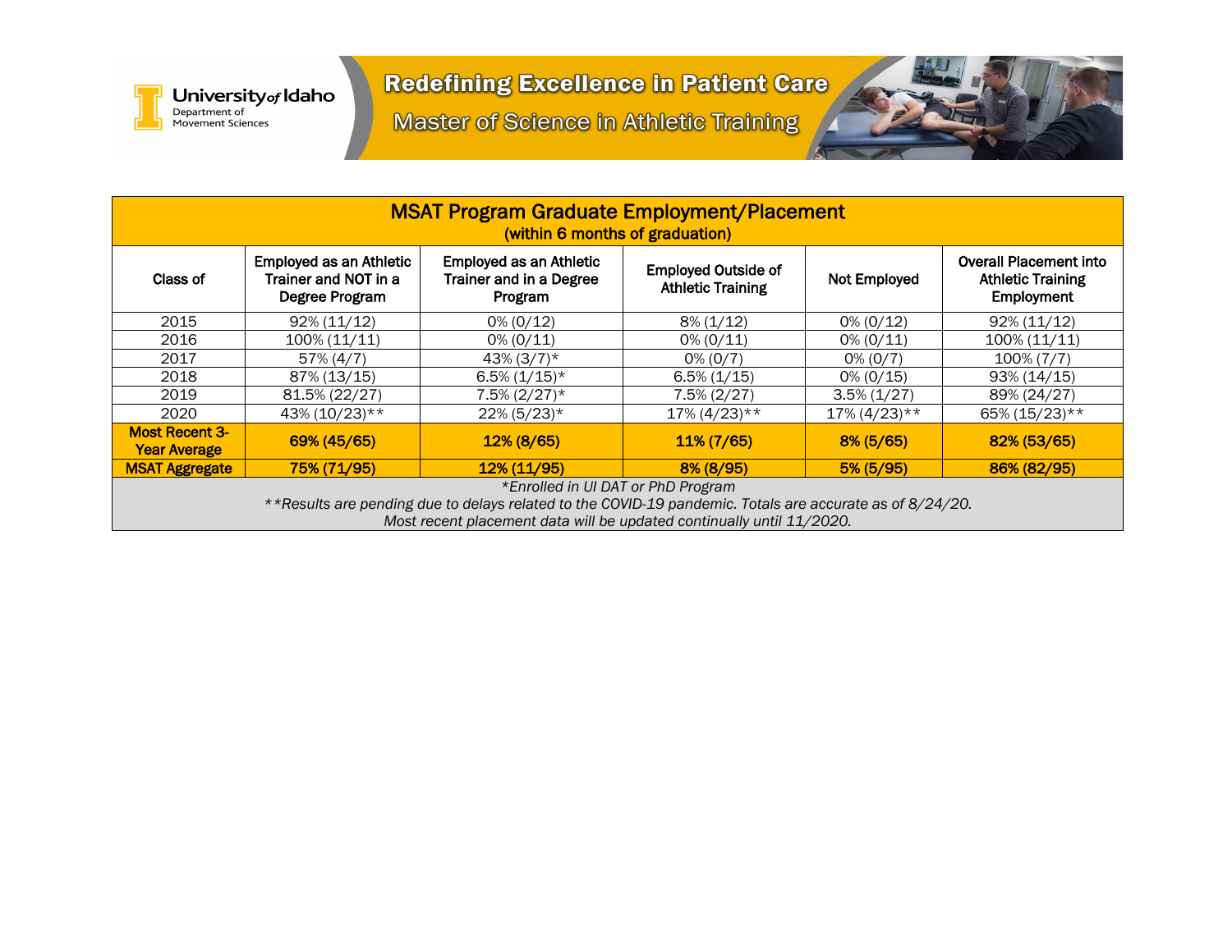University of Idaho
Department of Movement Sciences

# Redefining Excellence in Patient Care

## Master of Science in Athletic Training

| MSAT Program Graduate Employment/Placement (within 6 months of graduation) | | | | | |
|---|---|---|---|---|---|
| Class of | Employed as an Athletic Trainer and NOT in a Degree Program | Employed as an Athletic Trainer and in a Degree Program | Employed Outside of Athletic Training | Not Employed | Overall Placement into Athletic Training Employment |
| 2015 | 92% (11/12) | 0% (0/12) | 8% (1/12) | 0% (0/12) | 92% (11/12) |
| 2016 | 100% (11/11) | 0% (0/11) | 0% (0/11) | 0% (0/11) | 100% (11/11) |
| 2017 | 57% (4/7) | 43% (3/7)* | 0% (0/7) | 0% (0/7) | 100% (7/7) |
| 2018 | 87% (13/15) | 6.5% (1/15)* | 6.5% (1/15) | 0% (0/15) | 93% (14/15) |
| 2019 | 81.5% (22/27) | 7.5% (2/27)* | 7.5% (2/27) | 3.5% (1/27) | 89% (24/27) |
| 2020 | 43% (10/23)** | 22% (5/23)* | 17% (4/23)** | 17% (4/23)** | 65% (15/23)** |
| **Most Recent 3-Year Average** | **69% (45/65)** | **12% (8/65)** | **11% (7/65)** | **8% (5/65)** | **82% (53/65)** |
| **MSAT Aggregate** | **75% (71/95)** | **12% (11/95)** | **8% (8/95)** | **5% (5/95)** | **86% (82/95)** |

*\*Enrolled in UI DAT or PhD Program*

*\*\*Results are pending due to delays related to the COVID-19 pandemic. Totals are accurate as of 8/24/20.*

*Most recent placement data will be updated continually until 11/2020.*